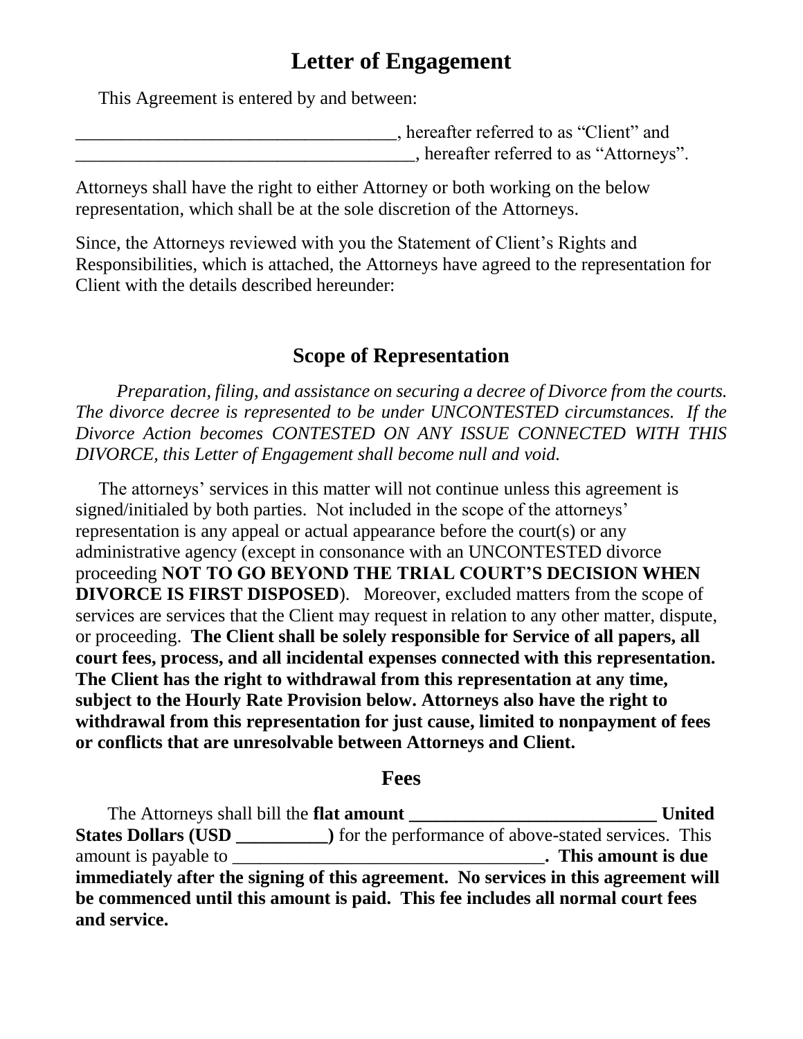# Letter of Engagement

This Agreement is entered by and between:

___________________________________, hereafter referred to as "Client" and
_____________________________________, hereafter referred to as "Attorneys".

Attorneys shall have the right to either Attorney or both working on the below representation, which shall be at the sole discretion of the Attorneys.

Since, the Attorneys reviewed with you the Statement of Client's Rights and Responsibilities, which is attached, the Attorneys have agreed to the representation for Client with the details described hereunder:

## Scope of Representation

*Preparation, filing, and assistance on securing a decree of Divorce from the courts. The divorce decree is represented to be under UNCONTESTED circumstances. If the Divorce Action becomes CONTESTED ON ANY ISSUE CONNECTED WITH THIS DIVORCE, this Letter of Engagement shall become null and void.*

The attorneys' services in this matter will not continue unless this agreement is signed/initialed by both parties. Not included in the scope of the attorneys' representation is any appeal or actual appearance before the court(s) or any administrative agency (except in consonance with an UNCONTESTED divorce proceeding **NOT TO GO BEYOND THE TRIAL COURT'S DECISION WHEN DIVORCE IS FIRST DISPOSED**). Moreover, excluded matters from the scope of services are services that the Client may request in relation to any other matter, dispute, or proceeding. **The Client shall be solely responsible for Service of all papers, all court fees, process, and all incidental expenses connected with this representation. The Client has the right to withdrawal from this representation at any time, subject to the Hourly Rate Provision below. Attorneys also have the right to withdrawal from this representation for just cause, limited to nonpayment of fees or conflicts that are unresolvable between Attorneys and Client.**

## Fees

The Attorneys shall bill the **flat amount ___________________________ United States Dollars (USD __________)** for the performance of above-stated services. This amount is payable to __________________________________**. This amount is due immediately after the signing of this agreement. No services in this agreement will be commenced until this amount is paid. This fee includes all normal court fees and service.**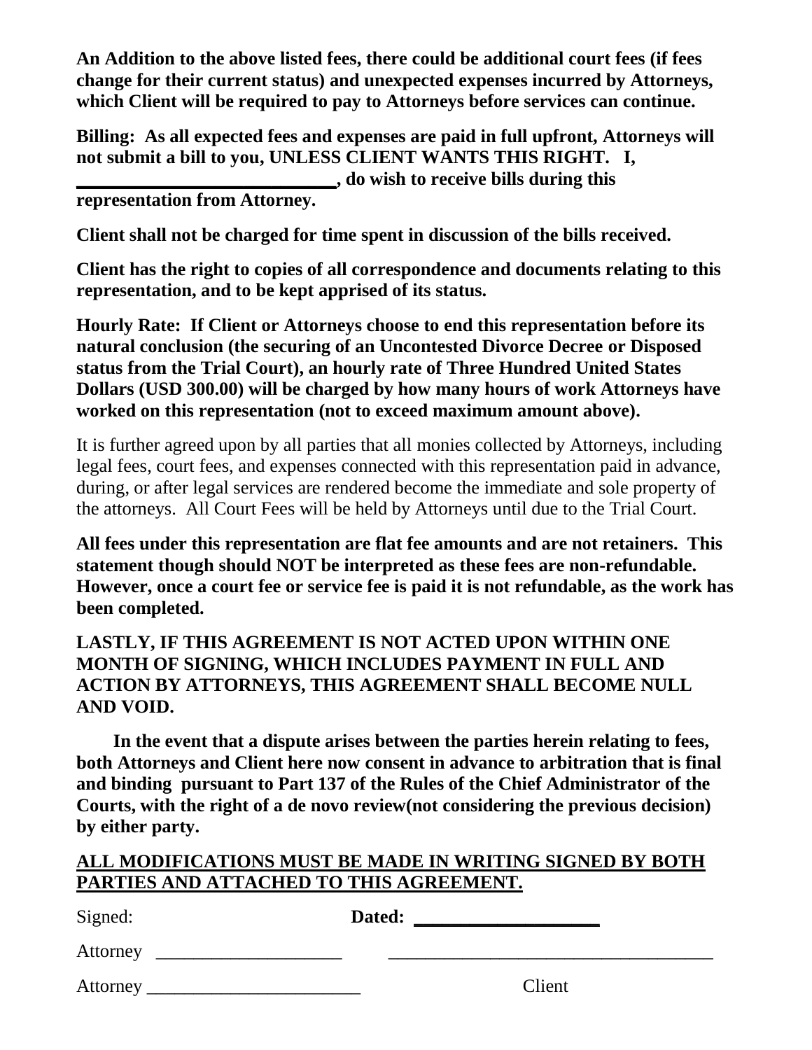**An Addition to the above listed fees, there could be additional court fees (if fees change for their current status) and unexpected expenses incurred by Attorneys, which Client will be required to pay to Attorneys before services can continue.**

**Billing: As all expected fees and expenses are paid in full upfront, Attorneys will not submit a bill to you, UNLESS CLIENT WANTS THIS RIGHT. I, ___________________________, do wish to receive bills during this representation from Attorney.**

**Client shall not be charged for time spent in discussion of the bills received.**

**Client has the right to copies of all correspondence and documents relating to this representation, and to be kept apprised of its status.**

**Hourly Rate: If Client or Attorneys choose to end this representation before its natural conclusion (the securing of an Uncontested Divorce Decree or Disposed status from the Trial Court), an hourly rate of Three Hundred United States Dollars (USD 300.00) will be charged by how many hours of work Attorneys have worked on this representation (not to exceed maximum amount above).**

It is further agreed upon by all parties that all monies collected by Attorneys, including legal fees, court fees, and expenses connected with this representation paid in advance, during, or after legal services are rendered become the immediate and sole property of the attorneys. All Court Fees will be held by Attorneys until due to the Trial Court.

**All fees under this representation are flat fee amounts and are not retainers. This statement though should NOT be interpreted as these fees are non-refundable. However, once a court fee or service fee is paid it is not refundable, as the work has been completed.**

**LASTLY, IF THIS AGREEMENT IS NOT ACTED UPON WITHIN ONE MONTH OF SIGNING, WHICH INCLUDES PAYMENT IN FULL AND ACTION BY ATTORNEYS, THIS AGREEMENT SHALL BECOME NULL AND VOID.**

**In the event that a dispute arises between the parties herein relating to fees, both Attorneys and Client here now consent in advance to arbitration that is final and binding pursuant to Part 137 of the Rules of the Chief Administrator of the Courts, with the right of a de novo review(not considering the previous decision) by either party.**

**ALL MODIFICATIONS MUST BE MADE IN WRITING SIGNED BY BOTH PARTIES AND ATTACHED TO THIS AGREEMENT.**

Signed: **Dated: ____________________**

Attorney ____________________ ___________________________________

Attorney _______________________ Client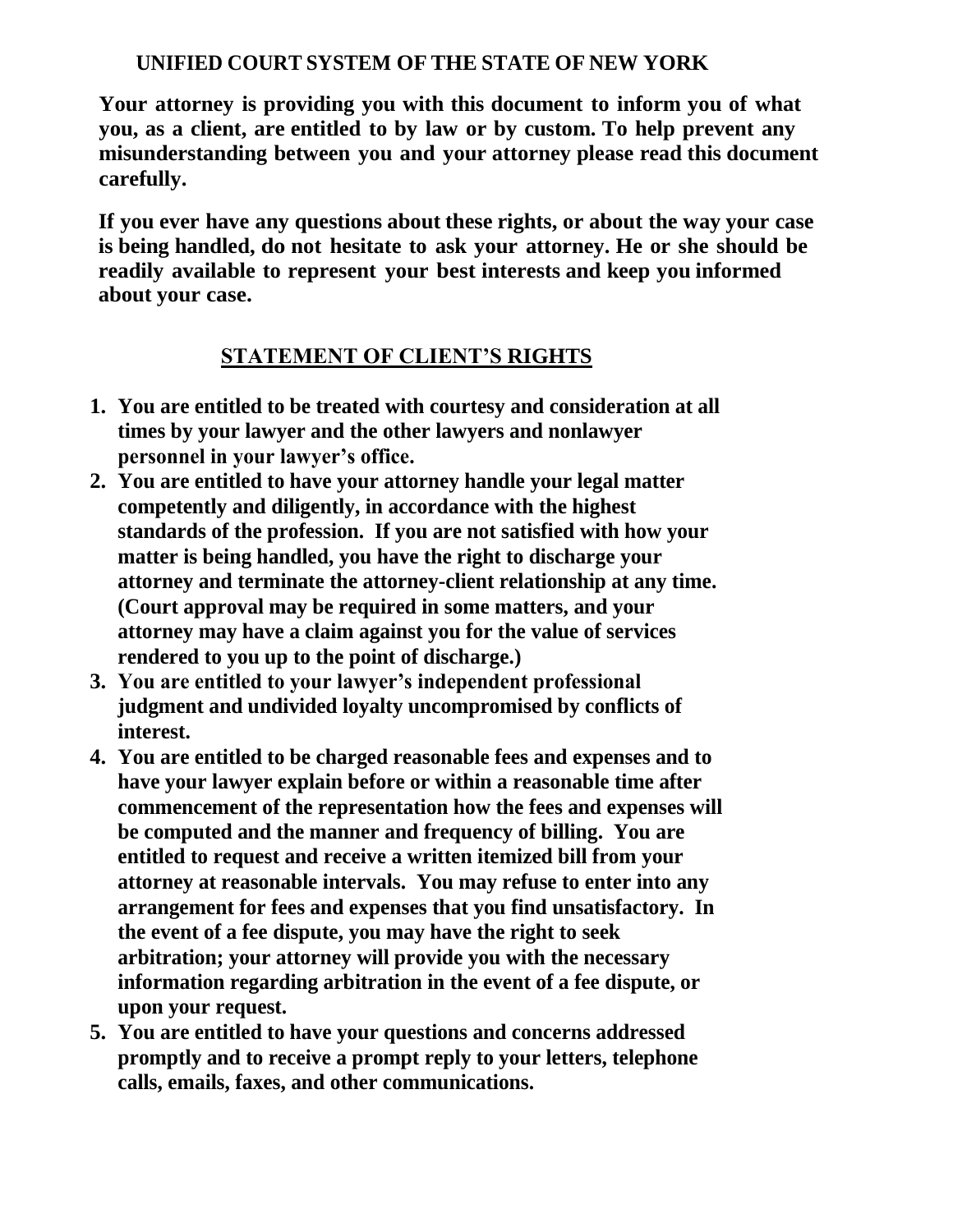**UNIFIED COURT SYSTEM OF THE STATE OF NEW YORK**

**Your attorney is providing you with this document to inform you of what you, as a client, are entitled to by law or by custom. To help prevent any misunderstanding between you and your attorney please read this document carefully.**

**If you ever have any questions about these rights, or about the way your case is being handled, do not hesitate to ask your attorney. He or she should be readily available to represent your best interests and keep you informed about your case.**

## STATEMENT OF CLIENT'S RIGHTS

1. **You are entitled to be treated with courtesy and consideration at all times by your lawyer and the other lawyers and nonlawyer personnel in your lawyer's office.**
2. **You are entitled to have your attorney handle your legal matter competently and diligently, in accordance with the highest standards of the profession. If you are not satisfied with how your matter is being handled, you have the right to discharge your attorney and terminate the attorney-client relationship at any time. (Court approval may be required in some matters, and your attorney may have a claim against you for the value of services rendered to you up to the point of discharge.)**
3. **You are entitled to your lawyer's independent professional judgment and undivided loyalty uncompromised by conflicts of interest.**
4. **You are entitled to be charged reasonable fees and expenses and to have your lawyer explain before or within a reasonable time after commencement of the representation how the fees and expenses will be computed and the manner and frequency of billing. You are entitled to request and receive a written itemized bill from your attorney at reasonable intervals. You may refuse to enter into any arrangement for fees and expenses that you find unsatisfactory. In the event of a fee dispute, you may have the right to seek arbitration; your attorney will provide you with the necessary information regarding arbitration in the event of a fee dispute, or upon your request.**
5. **You are entitled to have your questions and concerns addressed promptly and to receive a prompt reply to your letters, telephone calls, emails, faxes, and other communications.**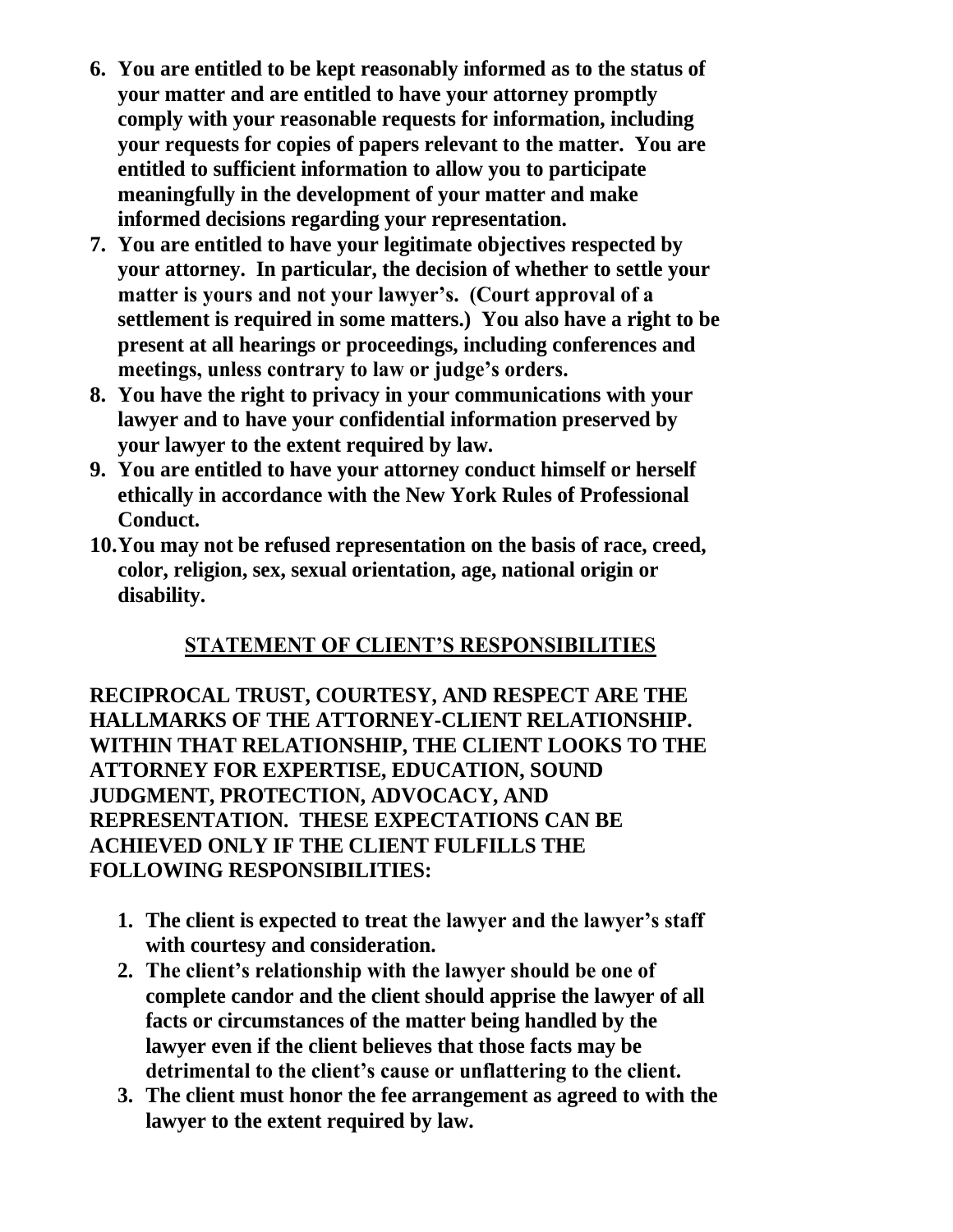6. **You are entitled to be kept reasonably informed as to the status of your matter and are entitled to have your attorney promptly comply with your reasonable requests for information, including your requests for copies of papers relevant to the matter. You are entitled to sufficient information to allow you to participate meaningfully in the development of your matter and make informed decisions regarding your representation.**
7. **You are entitled to have your legitimate objectives respected by your attorney. In particular, the decision of whether to settle your matter is yours and not your lawyer's. (Court approval of a settlement is required in some matters.) You also have a right to be present at all hearings or proceedings, including conferences and meetings, unless contrary to law or judge's orders.**
8. **You have the right to privacy in your communications with your lawyer and to have your confidential information preserved by your lawyer to the extent required by law.**
9. **You are entitled to have your attorney conduct himself or herself ethically in accordance with the New York Rules of Professional Conduct.**
10. **You may not be refused representation on the basis of race, creed, color, religion, sex, sexual orientation, age, national origin or disability.**

## STATEMENT OF CLIENT'S RESPONSIBILITIES

**RECIPROCAL TRUST, COURTESY, AND RESPECT ARE THE HALLMARKS OF THE ATTORNEY-CLIENT RELATIONSHIP. WITHIN THAT RELATIONSHIP, THE CLIENT LOOKS TO THE ATTORNEY FOR EXPERTISE, EDUCATION, SOUND JUDGMENT, PROTECTION, ADVOCACY, AND REPRESENTATION. THESE EXPECTATIONS CAN BE ACHIEVED ONLY IF THE CLIENT FULFILLS THE FOLLOWING RESPONSIBILITIES:**

1. **The client is expected to treat the lawyer and the lawyer's staff with courtesy and consideration.**
2. **The client's relationship with the lawyer should be one of complete candor and the client should apprise the lawyer of all facts or circumstances of the matter being handled by the lawyer even if the client believes that those facts may be detrimental to the client's cause or unflattering to the client.**
3. **The client must honor the fee arrangement as agreed to with the lawyer to the extent required by law.**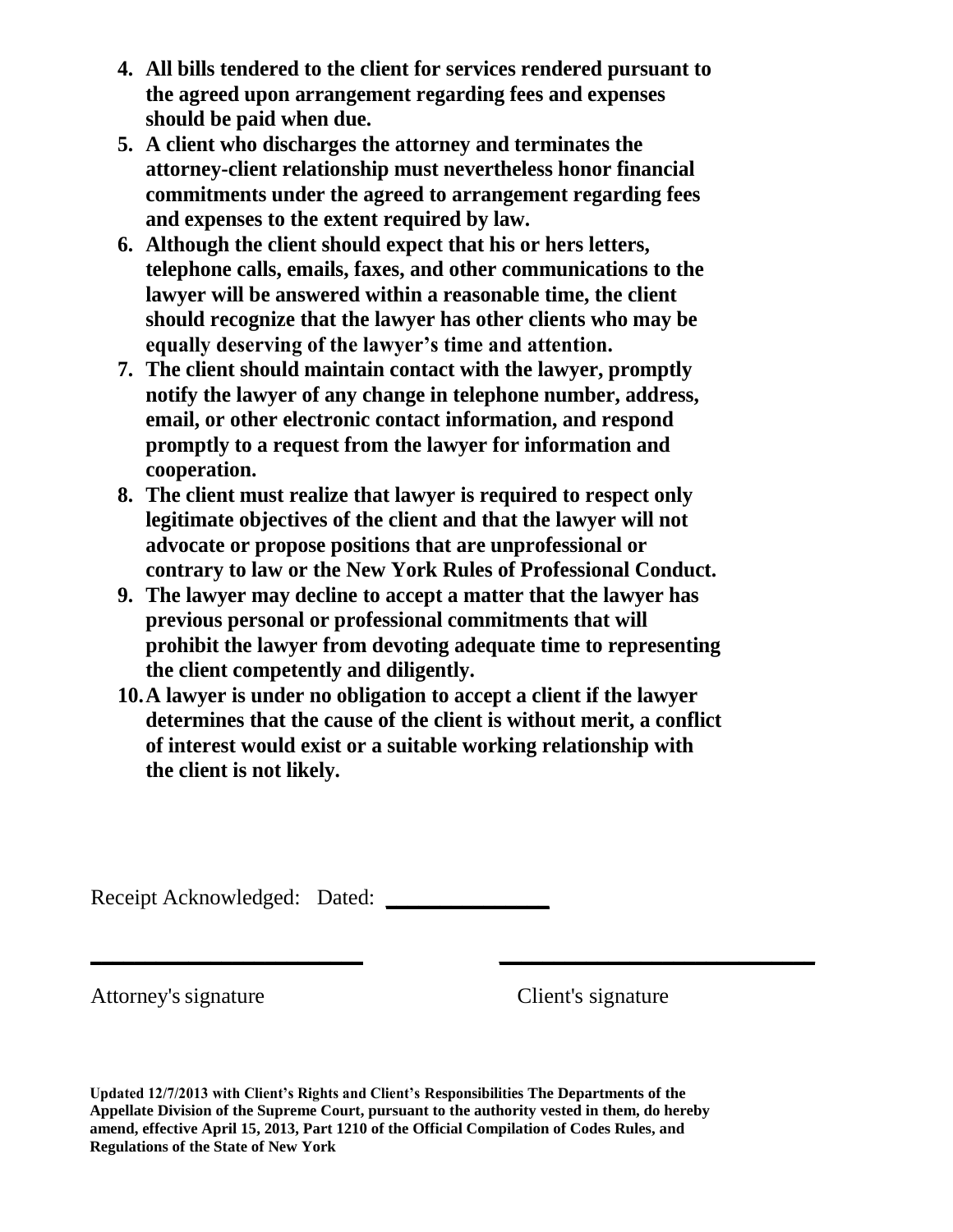4. **All bills tendered to the client for services rendered pursuant to the agreed upon arrangement regarding fees and expenses should be paid when due.**
5. **A client who discharges the attorney and terminates the attorney-client relationship must nevertheless honor financial commitments under the agreed to arrangement regarding fees and expenses to the extent required by law.**
6. **Although the client should expect that his or hers letters, telephone calls, emails, faxes, and other communications to the lawyer will be answered within a reasonable time, the client should recognize that the lawyer has other clients who may be equally deserving of the lawyer's time and attention.**
7. **The client should maintain contact with the lawyer, promptly notify the lawyer of any change in telephone number, address, email, or other electronic contact information, and respond promptly to a request from the lawyer for information and cooperation.**
8. **The client must realize that lawyer is required to respect only legitimate objectives of the client and that the lawyer will not advocate or propose positions that are unprofessional or contrary to law or the New York Rules of Professional Conduct.**
9. **The lawyer may decline to accept a matter that the lawyer has previous personal or professional commitments that will prohibit the lawyer from devoting adequate time to representing the client competently and diligently.**
10. **A lawyer is under no obligation to accept a client if the lawyer determines that the cause of the client is without merit, a conflict of interest would exist or a suitable working relationship with the client is not likely.**

Receipt Acknowledged: Dated: _______________

_________________________ _____________________________

Attorney's signature Client's signature

**Updated 12/7/2013 with Client's Rights and Client's Responsibilities The Departments of the Appellate Division of the Supreme Court, pursuant to the authority vested in them, do hereby amend, effective April 15, 2013, Part 1210 of the Official Compilation of Codes Rules, and Regulations of the State of New York**